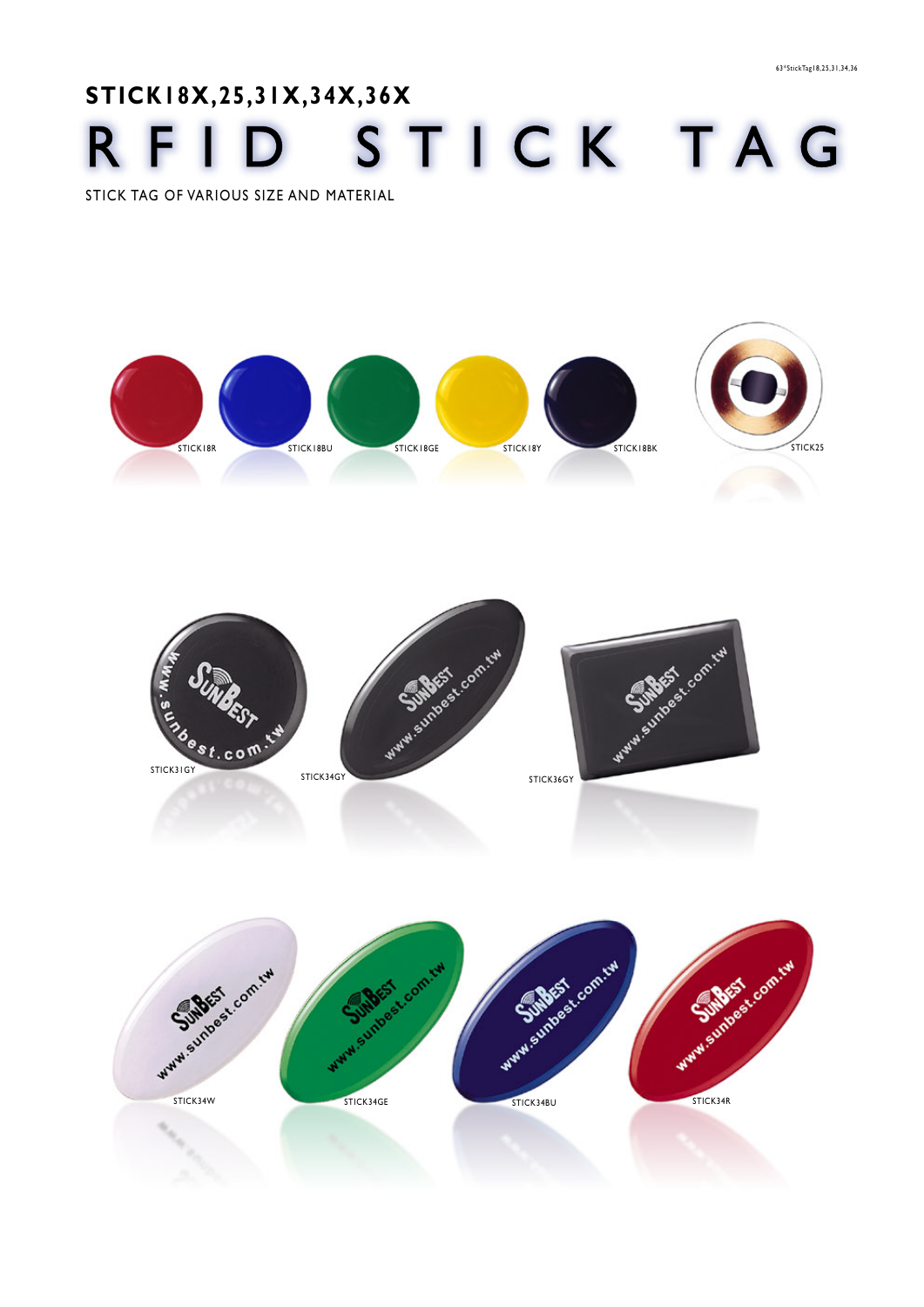# STICK18X,25,31X,34X,36X

# RFID STICK TAG

STICK TAG OF VARIOUS SIZE AND MATERIAL

STICK18R

STICK18BU

STICK18GE

STICK18Y

STICK18BK

STICK25

STICK31GY

STICK34GY

STICK36GY

STICK34W

STICK34GE

STICK34BU

STICK34R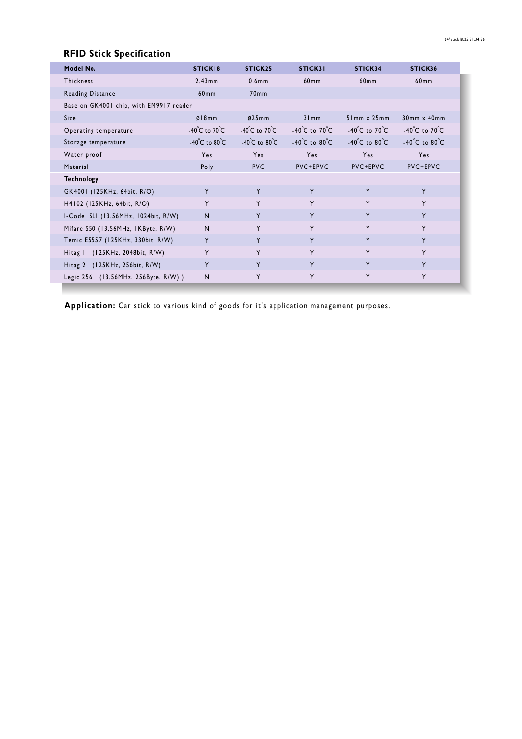## RFID Stick Specification

| Model No. | STICK18 | STICK25 | STICK31 | STICK34 | STICK36 |
|---|---|---|---|---|---|
| Thickness | 2.43mm | 0.6mm | 60mm | 60mm | 60mm |
| Reading Distance | 60mm | 70mm | | | |
| Base on GK4001 chip, with EM9917 reader | | | | | |
| Size | ø18mm | ø25mm | 31mm | 51mm x 25mm | 30mm x 40mm |
| Operating temperature | -40°C to 70°C | -40°C to 70°C | -40°C to 70°C | -40°C to 70°C | -40°C to 70°C |
| Storage temperature | -40°C to 80°C | -40°C to 80°C | -40°C to 80°C | -40°C to 80°C | -40°C to 80°C |
| Water proof | Yes | Yes | Yes | Yes | Yes |
| Material | Poly | PVC | PVC+EPVC | PVC+EPVC | PVC+EPVC |
| **Technology** | | | | | |
| GK4001 (125KHz, 64bit, R/O) | Y | Y | Y | Y | Y |
| H4102 (125KHz, 64bit, R/O) | Y | Y | Y | Y | Y |
| I-Code SLI (13.56MHz, 1024bit, R/W) | N | Y | Y | Y | Y |
| Mifare S50 (13.56MHz, 1KByte, R/W) | N | Y | Y | Y | Y |
| Temic E5557 (125KHz, 330bit, R/W) | Y | Y | Y | Y | Y |
| Hitag 1 (125KHz, 2048bit, R/W) | Y | Y | Y | Y | Y |
| Hitag 2 (125KHz, 256bit, R/W) | Y | Y | Y | Y | Y |
| Legic 256 (13.56MHz, 256Byte, R/W) ) | N | Y | Y | Y | Y |

**Application:** Car stick to various kind of goods for it's application management purposes.